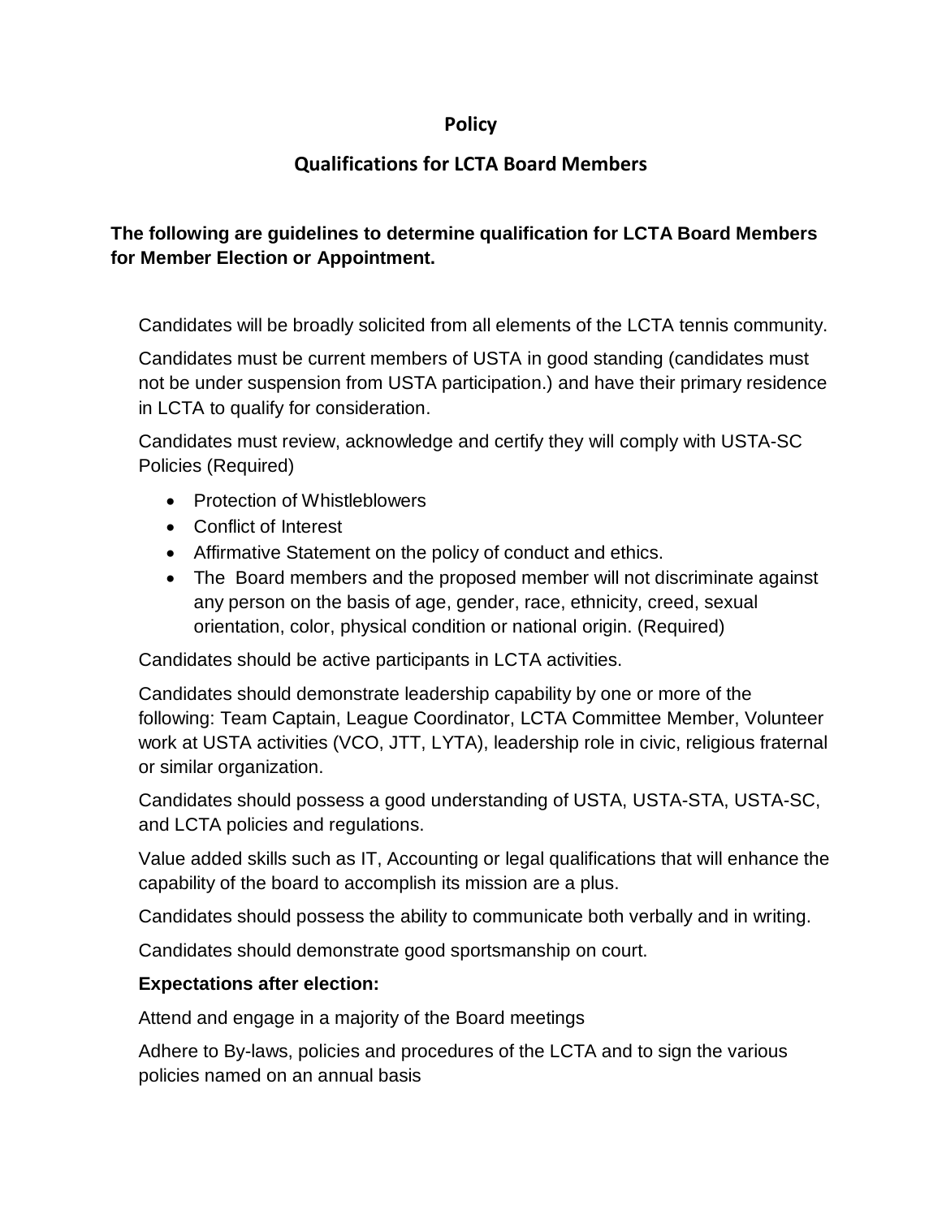# Policy

## Qualifications for LCTA Board Members

**The following are guidelines to determine qualification for LCTA Board Members for Member Election or Appointment.**

Candidates will be broadly solicited from all elements of the LCTA tennis community.

Candidates must be current members of USTA in good standing (candidates must not be under suspension from USTA participation.) and have their primary residence in LCTA to qualify for consideration.

Candidates must review, acknowledge and certify they will comply with USTA-SC Policies (Required)

- Protection of Whistleblowers
- Conflict of Interest
- Affirmative Statement on the policy of conduct and ethics.
- The Board members and the proposed member will not discriminate against any person on the basis of age, gender, race, ethnicity, creed, sexual orientation, color, physical condition or national origin. (Required)

Candidates should be active participants in LCTA activities.

Candidates should demonstrate leadership capability by one or more of the following: Team Captain, League Coordinator, LCTA Committee Member, Volunteer work at USTA activities (VCO, JTT, LYTA), leadership role in civic, religious fraternal or similar organization.

Candidates should possess a good understanding of USTA, USTA-STA, USTA-SC, and LCTA policies and regulations.

Value added skills such as IT, Accounting or legal qualifications that will enhance the capability of the board to accomplish its mission are a plus.

Candidates should possess the ability to communicate both verbally and in writing.

Candidates should demonstrate good sportsmanship on court.

**Expectations after election:**

Attend and engage in a majority of the Board meetings

Adhere to By-laws, policies and procedures of the LCTA and to sign the various policies named on an annual basis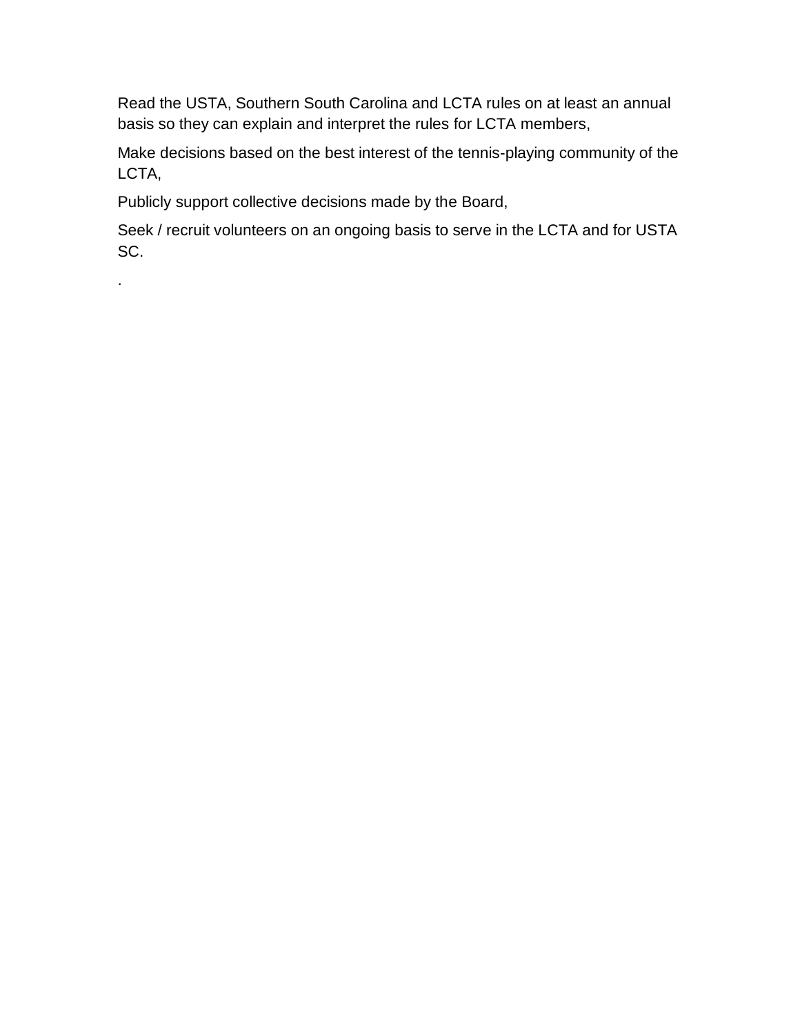Read the USTA, Southern South Carolina and LCTA rules on at least an annual basis so they can explain and interpret the rules for LCTA members,

Make decisions based on the best interest of the tennis-playing community of the LCTA,

Publicly support collective decisions made by the Board,

Seek / recruit volunteers on an ongoing basis to serve in the LCTA and for USTA SC.

.